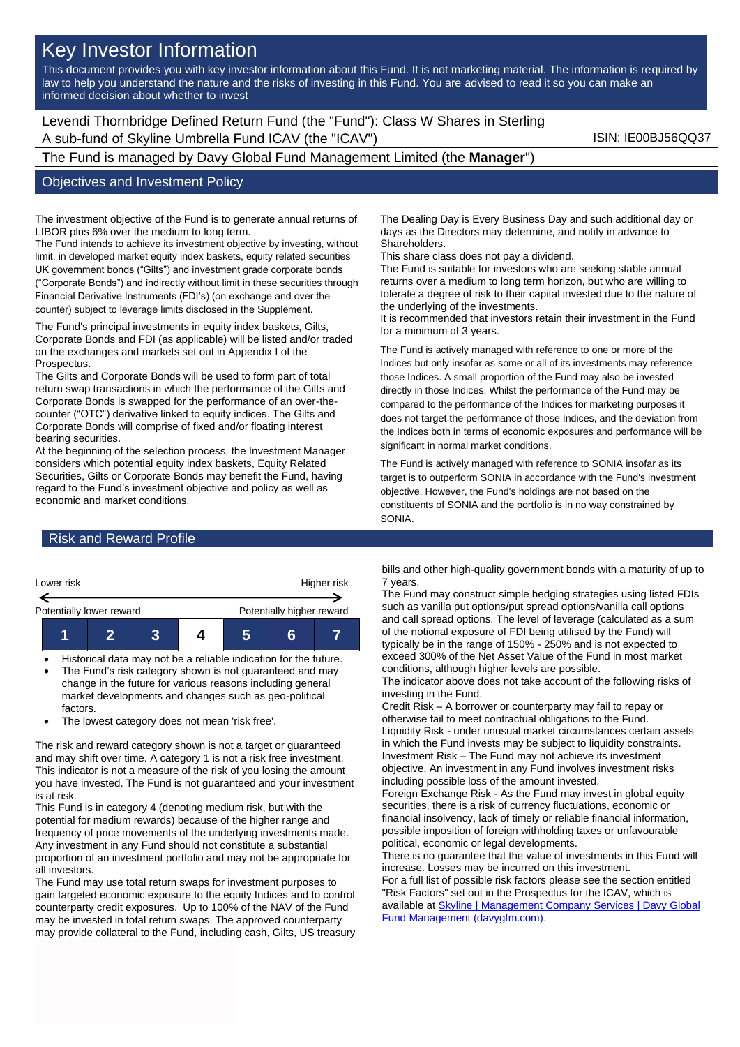# Key Investor Information

This document provides you with key investor information about this Fund. It is not marketing material. The information is required by law to help you understand the nature and the risks of investing in this Fund. You are advised to read it so you can make an informed decision about whether to invest

Levendi Thornbridge Defined Return Fund (the "Fund"): Class W Shares in Sterling
A sub-fund of Skyline Umbrella Fund ICAV (the "ICAV")

ISIN: IE00BJ56QQ37

The Fund is managed by Davy Global Fund Management Limited (the **Manager**")

## Objectives and Investment Policy

The investment objective of the Fund is to generate annual returns of LIBOR plus 6% over the medium to long term.
The Fund intends to achieve its investment objective by investing, without limit, in developed market equity index baskets, equity related securities UK government bonds ("Gilts") and investment grade corporate bonds ("Corporate Bonds") and indirectly without limit in these securities through Financial Derivative Instruments (FDI's) (on exchange and over the counter) subject to leverage limits disclosed in the Supplement.

The Fund's principal investments in equity index baskets, Gilts, Corporate Bonds and FDI (as applicable) will be listed and/or traded on the exchanges and markets set out in Appendix I of the Prospectus.
The Gilts and Corporate Bonds will be used to form part of total return swap transactions in which the performance of the Gilts and Corporate Bonds is swapped for the performance of an over-the-counter ("OTC") derivative linked to equity indices. The Gilts and Corporate Bonds will comprise of fixed and/or floating interest bearing securities.
At the beginning of the selection process, the Investment Manager considers which potential equity index baskets, Equity Related Securities, Gilts or Corporate Bonds may benefit the Fund, having regard to the Fund's investment objective and policy as well as economic and market conditions.

The Dealing Day is Every Business Day and such additional day or days as the Directors may determine, and notify in advance to Shareholders.
This share class does not pay a dividend.
The Fund is suitable for investors who are seeking stable annual returns over a medium to long term horizon, but who are willing to tolerate a degree of risk to their capital invested due to the nature of the underlying of the investments.
It is recommended that investors retain their investment in the Fund for a minimum of 3 years.

The Fund is actively managed with reference to one or more of the Indices but only insofar as some or all of its investments may reference those Indices. A small proportion of the Fund may also be invested directly in those Indices. Whilst the performance of the Fund may be compared to the performance of the Indices for marketing purposes it does not target the performance of those Indices, and the deviation from the Indices both in terms of economic exposures and performance will be significant in normal market conditions.

The Fund is actively managed with reference to SONIA insofar as its target is to outperform SONIA in accordance with the Fund's investment objective. However, the Fund's holdings are not based on the constituents of SONIA and the portfolio is in no way constrained by SONIA.

## Risk and Reward Profile

| Lower risk | | | | | | Higher risk |
|---|---|---|---|---|---|---|
| Potentially lower reward | | | | | | Potentially higher reward |
| 1 | 2 | 3 | **4** | 5 | 6 | 7 |

- Historical data may not be a reliable indication for the future.
- The Fund's risk category shown is not guaranteed and may change in the future for various reasons including general market developments and changes such as geo-political factors.
- The lowest category does not mean 'risk free'.

The risk and reward category shown is not a target or guaranteed and may shift over time. A category 1 is not a risk free investment. This indicator is not a measure of the risk of you losing the amount you have invested. The Fund is not guaranteed and your investment is at risk.
This Fund is in category 4 (denoting medium risk, but with the potential for medium rewards) because of the higher range and frequency of price movements of the underlying investments made. Any investment in any Fund should not constitute a substantial proportion of an investment portfolio and may not be appropriate for all investors.
The Fund may use total return swaps for investment purposes to gain targeted economic exposure to the equity Indices and to control counterparty credit exposures. Up to 100% of the NAV of the Fund may be invested in total return swaps. The approved counterparty may provide collateral to the Fund, including cash, Gilts, US treasury bills and other high-quality government bonds with a maturity of up to 7 years.
The Fund may construct simple hedging strategies using listed FDIs such as vanilla put options/put spread options/vanilla call options and call spread options. The level of leverage (calculated as a sum of the notional exposure of FDI being utilised by the Fund) will typically be in the range of 150% - 250% and is not expected to exceed 300% of the Net Asset Value of the Fund in most market conditions, although higher levels are possible.
The indicator above does not take account of the following risks of investing in the Fund.
Credit Risk – A borrower or counterparty may fail to repay or otherwise fail to meet contractual obligations to the Fund.
Liquidity Risk - under unusual market circumstances certain assets in which the Fund invests may be subject to liquidity constraints.
Investment Risk – The Fund may not achieve its investment objective. An investment in any Fund involves investment risks including possible loss of the amount invested.
Foreign Exchange Risk - As the Fund may invest in global equity securities, there is a risk of currency fluctuations, economic or financial insolvency, lack of timely or reliable financial information, possible imposition of foreign withholding taxes or unfavourable political, economic or legal developments.
There is no guarantee that the value of investments in this Fund will increase. Losses may be incurred on this investment.
For a full list of possible risk factors please see the section entitled "Risk Factors" set out in the Prospectus for the ICAV, which is available at [Skyline | Management Company Services | Davy Global Fund Management (davygfm.com)](davygfm.com).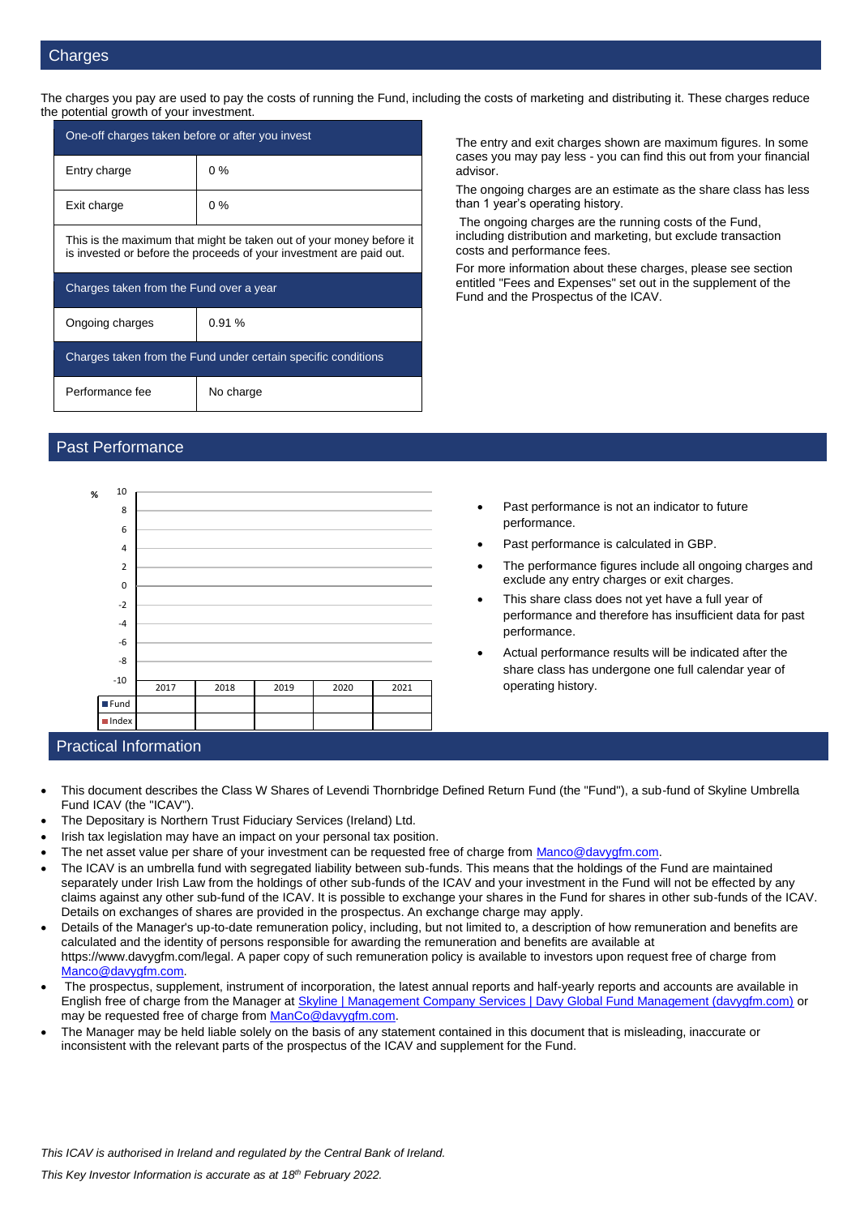## Charges

The charges you pay are used to pay the costs of running the Fund, including the costs of marketing and distributing it. These charges reduce the potential growth of your investment.

| One-off charges taken before or after you invest | |
|---|---|
| Entry charge | 0 % |
| Exit charge | 0 % |
| This is the maximum that might be taken out of your money before it is invested or before the proceeds of your investment are paid out. | |
| **Charges taken from the Fund over a year** | |
| Ongoing charges | 0.91 % |
| **Charges taken from the Fund under certain specific conditions** | |
| Performance fee | No charge |

The entry and exit charges shown are maximum figures. In some cases you may pay less - you can find this out from your financial advisor.

The ongoing charges are an estimate as the share class has less than 1 year's operating history.

The ongoing charges are the running costs of the Fund, including distribution and marketing, but exclude transaction costs and performance fees.

For more information about these charges, please see section entitled "Fees and Expenses" set out in the supplement of the Fund and the Prospectus of the ICAV.

## Past Performance

%

10

8

6

4

2

0

-2

-4

-6

-8

-10

2017 2018 2019 2020 2021

Fund

Index

- Past performance is not an indicator to future performance.
- Past performance is calculated in GBP.
- The performance figures include all ongoing charges and exclude any entry charges or exit charges.
- This share class does not yet have a full year of performance and therefore has insufficient data for past performance.
- Actual performance results will be indicated after the share class has undergone one full calendar year of operating history.

## Practical Information

- This document describes the Class W Shares of Levendi Thornbridge Defined Return Fund (the "Fund"), a sub-fund of Skyline Umbrella Fund ICAV (the "ICAV").
- The Depositary is Northern Trust Fiduciary Services (Ireland) Ltd.
- Irish tax legislation may have an impact on your personal tax position.
- The net asset value per share of your investment can be requested free of charge from Manco@davygfm.com.
- The ICAV is an umbrella fund with segregated liability between sub-funds. This means that the holdings of the Fund are maintained separately under Irish Law from the holdings of other sub-funds of the ICAV and your investment in the Fund will not be effected by any claims against any other sub-fund of the ICAV. It is possible to exchange your shares in the Fund for shares in other sub-funds of the ICAV. Details on exchanges of shares are provided in the prospectus. An exchange charge may apply.
- Details of the Manager's up-to-date remuneration policy, including, but not limited to, a description of how remuneration and benefits are calculated and the identity of persons responsible for awarding the remuneration and benefits are available at https://www.davygfm.com/legal. A paper copy of such remuneration policy is available to investors upon request free of charge from Manco@davygfm.com.
- The prospectus, supplement, instrument of incorporation, the latest annual reports and half-yearly reports and accounts are available in English free of charge from the Manager at Skyline | Management Company Services | Davy Global Fund Management (davygfm.com) or may be requested free of charge from ManCo@davygfm.com.
- The Manager may be held liable solely on the basis of any statement contained in this document that is misleading, inaccurate or inconsistent with the relevant parts of the prospectus of the ICAV and supplement for the Fund.

*This ICAV is authorised in Ireland and regulated by the Central Bank of Ireland.*

*This Key Investor Information is accurate as at 18th February 2022.*